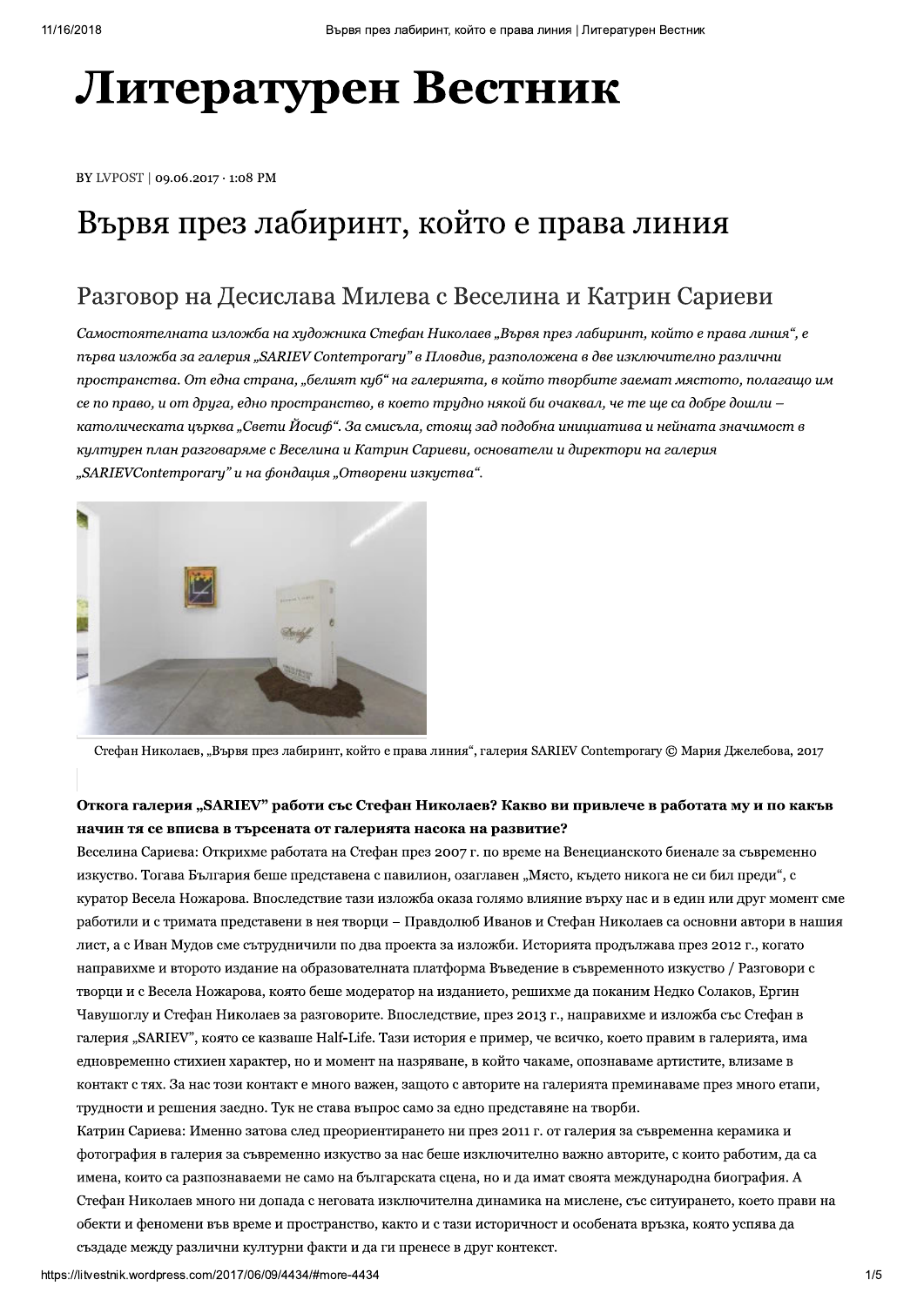# Литературен Вестник

BY LVPOST | 09.06.2017 · 1:08 PM

## Вървя през лабиринт, който е права линия

### Разговор на Десислава Милева с Веселина и Катрин Сариеви

*Самостоятелната изложба на художника Стефан Николаев „Вървя през лабиринт, който е права линия", е първа изложба за галерия „SARIEV Contemporary" в Пловдив, разположена в две изключително различни пространства. От една страна, „белият куб" на галерията, в който творбите заемат мястото, полагащо им се по право, и от друга, едно пространство, в което трудно някой би очаквал, че те ще са добре дошли – католическата църква „Свети Йосиф". За смисъла, стоящ зад подобна инициатива и нейната значимост в културен план разговаряме с Веселина и Катрин Сариеви, основатели и директори на галерия „SARIEVContemporary" и на фондация „Отворени изкуства".*

Стефан Николаев, „Вървя през лабиринт, който е права линия", галерия SARIEV Contemporary © Мария Джелебова, 2017

**Откога галерия „SARIEV" работи със Стефан Николаев? Какво ви привлече в работата му и по какъв начин тя се вписва в търсената от галерията насока на развитие?**

Веселина Сариева: Открихме работата на Стефан през 2007 г. по време на Венецианското биенале за съвременно изкуство. Тогава България беше представена с павилион, озаглавен „Място, където никога не си бил преди", с куратор Весела Ножарова. Впоследствие тази изложба оказа голямо влияние върху нас и в един или друг момент сме работили и с тримата представени в нея творци – Правдолюб Иванов и Стефан Николаев са основни автори в нашия лист, а с Иван Мудов сме сътрудничили по два проекта за изложби. Историята продължава през 2012 г., когато направихме и второто издание на образователната платформа Въведение в съвременното изкуство / Разговори с творци и с Весела Ножарова, която беше модератор на изданието, решихме да поканим Недко Солаков, Ергин Чавушоглу и Стефан Николаев за разговорите. Впоследствие, през 2013 г., направихме и изложба със Стефан в галерия „SARIEV", която се казваше Half-Life. Тази история е пример, че всичко, което правим в галерията, има едновременно стихиен характер, но и момент на назряване, в който чакаме, опознаваме артистите, влизаме в контакт с тях. За нас този контакт е много важен, защото с авторите на галерията преминаваме през много етапи, трудности и решения заедно. Тук не става въпрос само за едно представяне на творби.

Катрин Сариева: Именно затова след преориентирането ни през 2011 г. от галерия за съвременна керамика и фотография в галерия за съвременно изкуство за нас беше изключително важно авторите, с които работим, да са имена, които са разпознаваеми не само на българската сцена, но и да имат своята международна биография. А Стефан Николаев много ни допада с неговата изключителна динамика на мислене, със ситуирането, което прави на обекти и феномени във време и пространство, както и с тази историчност и особената връзка, която успява да създаде между различни културни факти и да ги пренесе в друг контекст.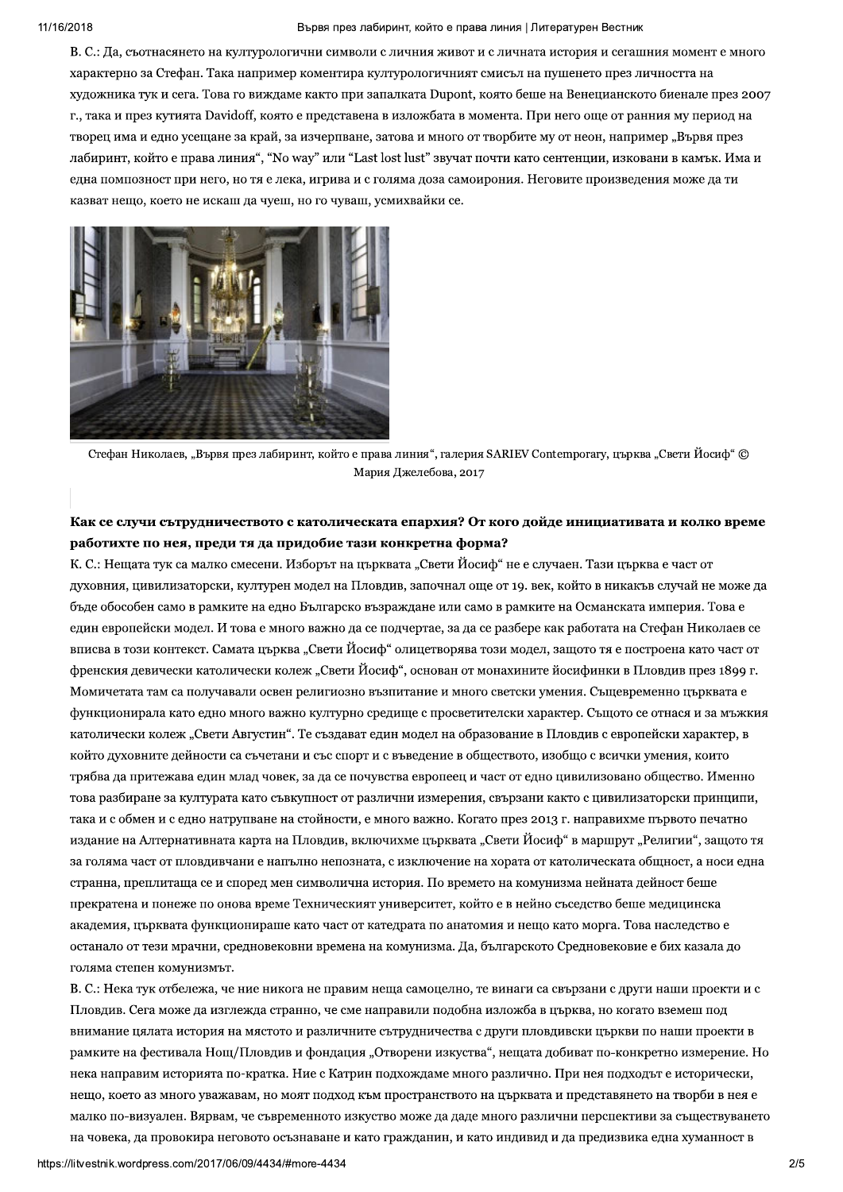В. С.: Да, сътнасянето на културологични символи с личния живот и с личната история и сегашния момент е много характерно за Стефан. Така например коментира културологичният смисъл на пушенето през личността на художника тук и сега. Това го виждаме както при запалката Dupont, която беше на Венецианското биенале през 2007 г., така и през кутията Davidoff, която е представена в изложбата в момента. При него още от ранния му период на творец има и едно усещане за край, за изчерпване, затова и много от творбите му от неон, например „Вървя през лабиринт, който е права линия", "No way" или "Last lost lust" звучат почти като сентенции, изковани в камък. Има и една помпозност при него, но тя е лека, игрива и с голяма доза самоирония. Неговите произведения може да ти кажат нещо, което не искаш да чуеш, но го чуваш, усмихвайки се.

Стефан Николаев, „Вървя през лабиринт, който е права линия", галерия SARIEV Contemporary, църква „Свети Йосиф" © Мария Джелебова, 2017

**Как се случи сътрудничеството с католическата епархия? От кого дойде инициативата и колко време работихте по нея, преди тя да придобие тази конкретна форма?**

К. С.: Нещата тук са малко смесени. Изборът на църквата „Свети Йосиф" не е случаен. Тази църква е част от духовния, цивилизаторски, културен модел на Пловдив, започнал още от 19. век, който в никакъв случай не може да бъде обособен само в рамките на едно Българско възраждане или само в рамките на Османската империя. Това е един европейски модел. И това е много важно да се подчертае, за да се разбере как работата на Стефан Николаев се вписва в този контекст. Самата църква „Свети Йосиф" олицетворява този модел, защото тя е построена като част от френския девически католически колеж „Свети Йосиф", основан от монахините йосифинки в Пловдив през 1899 г. Момичетата там са получавали освен религиозно възпитание и много светски умения. Същевременно църквата е функционирала като едно много важно културно средище с просветителски характер. Същото се отнася и за мъжкия католически колеж „Свети Августин". Те създават един модел на образование в Пловдив с европейски характер, в който духовните дейности са съчетани и със спорт и с въведение в обществото, изобщо с всички умения, които трябва да притежава един млад човек, за да се почувства европеец и част от едно цивилизовано общество. Именно това разбиране за културата като съвкупност от различни измерения, свързани както с цивилизаторски принципи, така и с обмен и с едно натрупване на стойности, е много важно. Когато през 2013 г. направихме първото печатно издание на Алтернативната карта на Пловдив, включихме църквата „Свети Йосиф" в маршрут „Религии", защото тя за голяма част от пловдивчани е напълно непозната, с изключение на хората от католическата общност, а носи една странна, преплитаща се и според мен символична история. По времето на комунизма нейната дейност беше прекратена и понеже по онова време Техническият университет, който е в нейно съседство беше медицинска академия, църквата функционираше като част от катедрата по анатомия и нещо като морга. Това наследство е останало от тези мрачни, средновековни времена на комунизма. Да, българското Средновековие е бих казала до голяма степен комунизмът.

В. С.: Нека тук отбележа, че ние никога не правим неща самоцелно, те винаги са свързани с други наши проекти и с Пловдив. Сега може да изглежда странно, че сме направили подобна изложба в църква, но когато вземеш под внимание цялата история на мястото и различните сътрудничества с други пловдивски църкви по наши проекти в рамките на фестивала Нощ/Пловдив и фондация „Отворени изкуства", нещата добиват по-конкретно измерение. Но нека направим историята по-кратка. Ние с Катрин подхождаме много различно. При нея подходът е исторически, нещо, което аз много уважавам, но моят подход към пространството на църквата и представянето на творби в нея е малко по-визуален. Вярвам, че съвременното изкуство може да даде много различни перспективи за съществуването на човека, да провокира неговото осъзнаване и като гражданин, и като индивид и да предизвика една хуманност в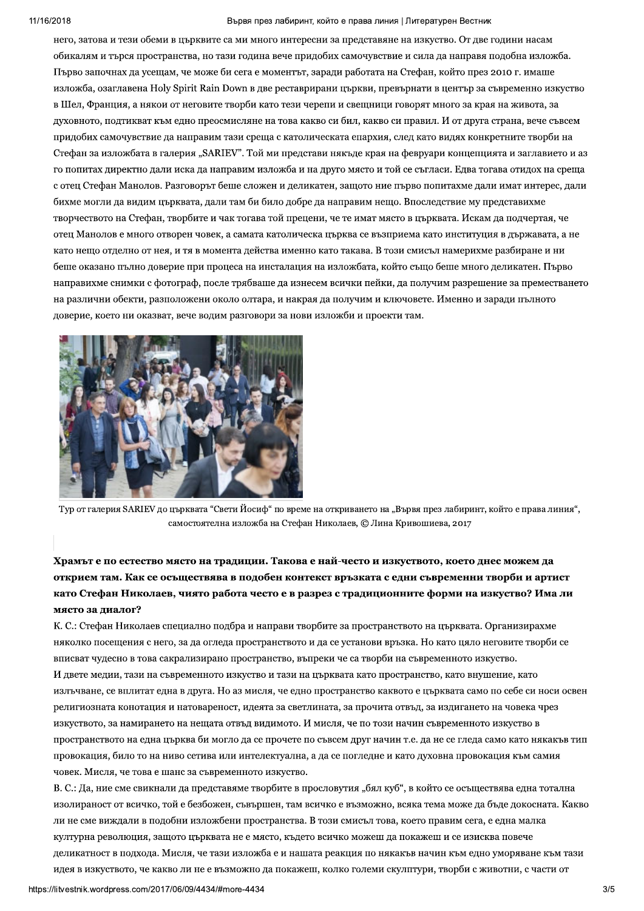него, затова и тези обеми в църквите са ми много интересни за представяне на изкуство. От две години насам обикалям и търся пространства, но тази година вече придобих самочувствие и сила да направя подобна изложба. Първо започнах да усещам, че може би сега е моментът, заради работата на Стефан, който през 2010 г. имаше изложба, озаглавена Holy Spirit Rain Down в две реставрирани църкви, превърнати в център за съвременно изкуство в Шел, Франция, а някои от неговите творби като тези черепи и свещници говорят много за края на живота, за духовното, подтикват към едно преосмисляне на това какво си бил, какво си правил. И от друга страна, вече съвсем придобих самочувствие да направим тази среща с католическата епархия, след като видях конкретните творби на Стефан за изложбата в галерия „SARIEV". Той ми представи някъде края на февруари концепцията и заглавието и аз го попитах директно дали иска да направим изложба и на друго място и той се съгласи. Едва тогава отидох на среща с отец Стефан Манолов. Разговорът беше сложен и деликатен, защото ние първо попитахме дали имат интерес, дали бихме могли да видим църквата, дали там би било добре да направим нещо. Впоследствие му представихме творчеството на Стефан, творбите и чак тогава той прецени, че те имат място в църквата. Искам да подчертая, че отец Манолов е много отворен човек, а самата католическа църква се възприема като институция в държавата, а не като нещо отделно от нея, и тя в момента действа именно като такава. В този смисъл намерихме разбиране и ни беше оказано пълно доверие при процеса на инсталация на изложбата, който също беше много деликатен. Първо направихме снимки с фотограф, после трябваше да изнесем всички пейки, да получим разрешение за преместването на различни обекти, разположени около олтара, и накрая да получим и ключовете. Именно и заради пълното доверие, което ни оказват, вече водим разговори за нови изложби и проекти там.

Тур от галерия SARIEV до църквата "Свети Йосиф" по време на откриването на „Въpвя през лабиринт, който е права линия", самостоятелна изложба на Стефан Николаев, © Лина Кривошиева, 2017

**Храмът е по естество място на традиции. Такова е най-често и изкуството, което днес можем да открием там. Как се осъществява в подобен контекст връзката с едни съвременни творби и артист като Стефан Николаев, чиято работа често е в разрез с традиционните форми на изкуство? Има ли място за диалог?**

К. С.: Стефан Николаев специално подбра и направи творбите за пространството на църквата. Организирахме няколко посещения с него, за да огледа пространството и да се установи връзка. Но като цяло неговите творби се вписват чудесно в това сакрализирано пространство, въпреки че са творби на съвременното изкуство.

И двете медии, тази на съвременното изкуство и тази на църквата като пространство, като внушение, като излъчване, се вплитат една в друга. Но аз мисля, че едно пространство каквото е църквата само по себе си носи освен религиозната конотация и натовареност, идеята за светлината, за прочита отвъд, за издигането на човека чрез изкуството, за намирането на нещата отвъд видимото. И мисля, че по този начин съвременното изкуство в пространството на една църква би могло да се прочете по съвсем друг начин т.е. да не се гледа само като някакъв тип провокация, било то на ниво сетива или интелектуална, а да се погледне и като духовна провокация към самия човек. Мисля, че това е шанс за съвременното изкуство.

В. С.: Да, ние сме свикнали да представяме творбите в прословутия „бял куб", в който се осъществява една тотална изолираност от всичко, той е безбожен, съвършен, там всичко е възможно, всяка тема може да бъде докосната. Какво ли не сме виждали в подобни изложбени пространства. В този смисъл това, което правим сега, е една малка културна революция, защото църквата не е място, където всичко можеш да покажеш и се изисква повече деликатност в подхода. Мисля, че тази изложба е и нашата реакция по някакъв начин към едно уморяване към тази идея в изкуството, че какво ли не е възможно да покажеш, колко големи скулптури, творби с животни, с части от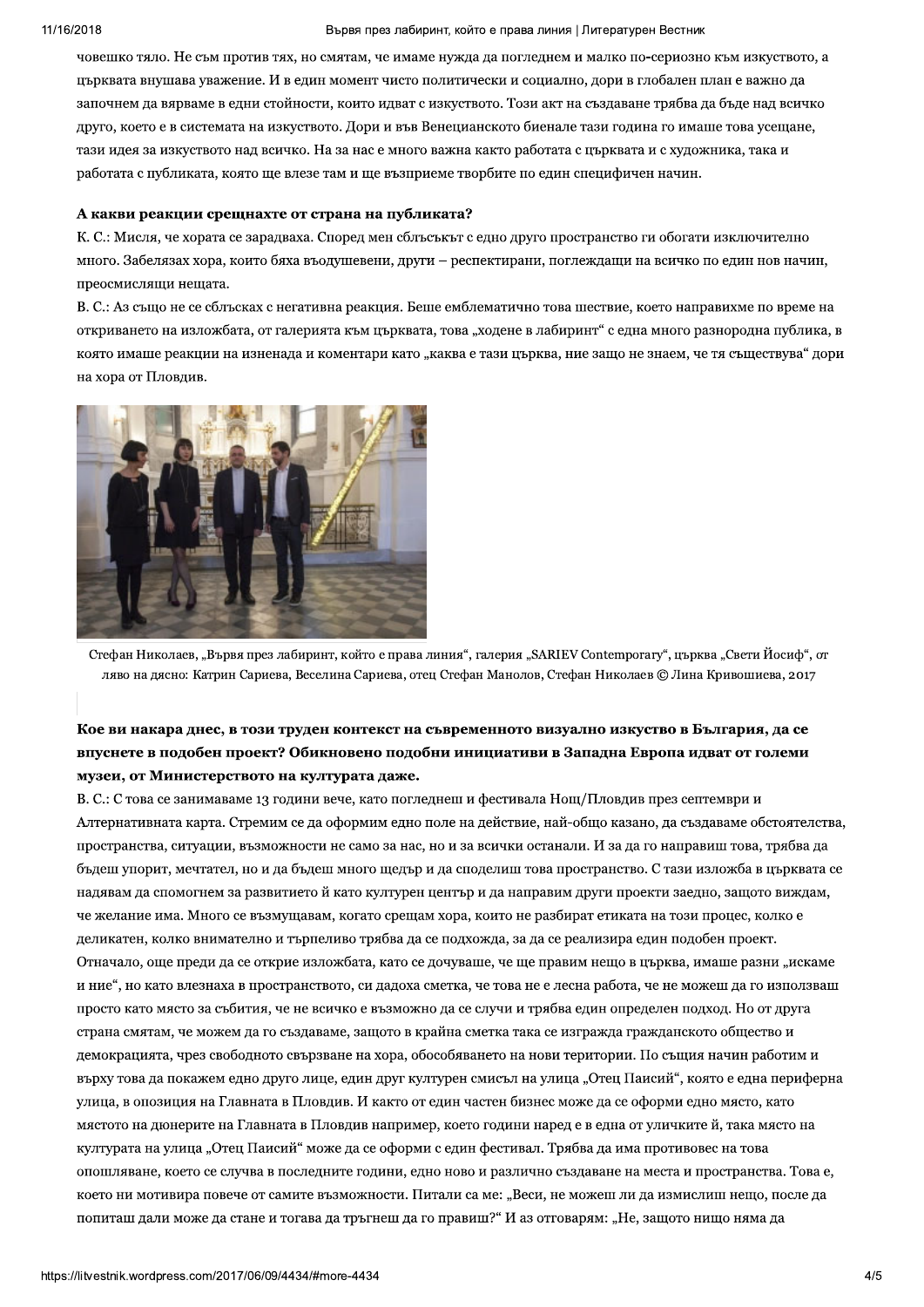човешко тяло. Не съм против тях, но смятам, че имаме нужда да погледнем и малко по-сериозно към изкуството, а църквата внушава уважение. И в един момент чисто политически и социално, дори в глобален план е важно да започнем да вярваме в едни стойности, които идват с изкуството. Този акт на създаване трябва да бъде над всичко друго, което е в системата на изкуството. Дори и във Венецианското биенале тази година го имаше това усещане, тази идея за изкуството над всичко. На за нас е много важна както работата с църквата и с художника, така и работата с публиката, която ще влезе там и ще възприеме творбите по един специфичен начин.

**А какви реакции срещнахте от страна на публиката?**

К. С.: Мисля, че хората се зарадваха. Според мен сблъсъкът с едно друго пространство ги обогати изключително много. Забелязах хора, които бяха въодушевени, други – респектирани, поглеждащи на всичко по един нов начин, преосмислящи нещата.

В. С.: Аз също не се сблъсках с негативна реакция. Беше емблематично това шествие, което направихме по време на откриването на изложбата, от галерията към църквата, това „ходене в лабиринт" с една много разнородна публика, в която имаше реакции на изненада и коментари като „каква е тази църква, ние защо не знаем, че тя съществува" дори на хора от Пловдив.

Стефан Николаев, „Вървя през лабиринт, който е права линия", галерия „SARIEV Contemporary", църква „Свети Йосиф", от ляво на дясно: Катрин Сариева, Веселина Сариева, отец Стефан Манолов, Стефан Николаев © Лина Кривошиева, 2017

**Кое ви накара днес, в този труден контекст на съвременното визуално изкуство в България, да се впуснете в подобен проект? Обикновено подобни инициативи в Западна Европа идват от големи музеи, от Министерството на културата даже.**

В. С.: С това се занимаваме 13 години вече, като погледнеш и фестивала Нощ/Пловдив през септември и Алтернативната карта. Стремим се да оформим едно поле на действие, най-общо казано, да създаваме обстоятелства, пространства, ситуации, възможности не само за нас, но и за всички останали. И за да го направиш това, трябва да бъдеш упорит, мечтател, но и да бъдеш много щедър и да споделиш това пространство. С тази изложба в църквата се надявам да спомогнем за развитието й като културен център и да направим други проекти заедно, защото виждам, че желание има. Много се възмущавам, когато срещам хора, които не разбират етиката на този процес, колко е деликатен, колко внимателно и търпеливо трябва да се подхожда, за да се реализира един подобен проект. Отначало, още преди да се открие изложбата, като се дочуваше, че ще правим нещо в църква, имаше разни „искаме и ние", но като влезнаха в пространството, си дадоха сметка, че това не е лесна работа, че не можеш да го използваш просто като място за събития, че не всичко е възможно да се случи и трябва един определен подход. Но от друга страна смятам, че можем да го създаваме, защото в крайна сметка така се изгражда гражданското общество и демокрацията, чрез свободното свързване на хора, обособяването на нови територии. По същия начин работим и върху това да покажем едно друго лице, един друг културен смисъл на улица „Отец Паисий", която е една периферна улица, в опозиция на Главната в Пловдив. И както от един частен бизнес може да се оформи едно място, като мястото на дюнерите на Главната в Пловдив например, което години наред е в една от уличките й, така място на културата на улица „Отец Паисий" може да се оформи с един фестивал. Трябва да има противовес на това опошляване, което се случва в последните години, едно ново и различно създаване на места и пространства. Това е, което ни мотивира повече от самите възможности. Питали са ме: „Веси, не можеш ли да измислиш нещо, после да попиташ дали може да стане и тогава да тръгнеш да го правиш?" И аз отговарям: „Не, защото нищо няма да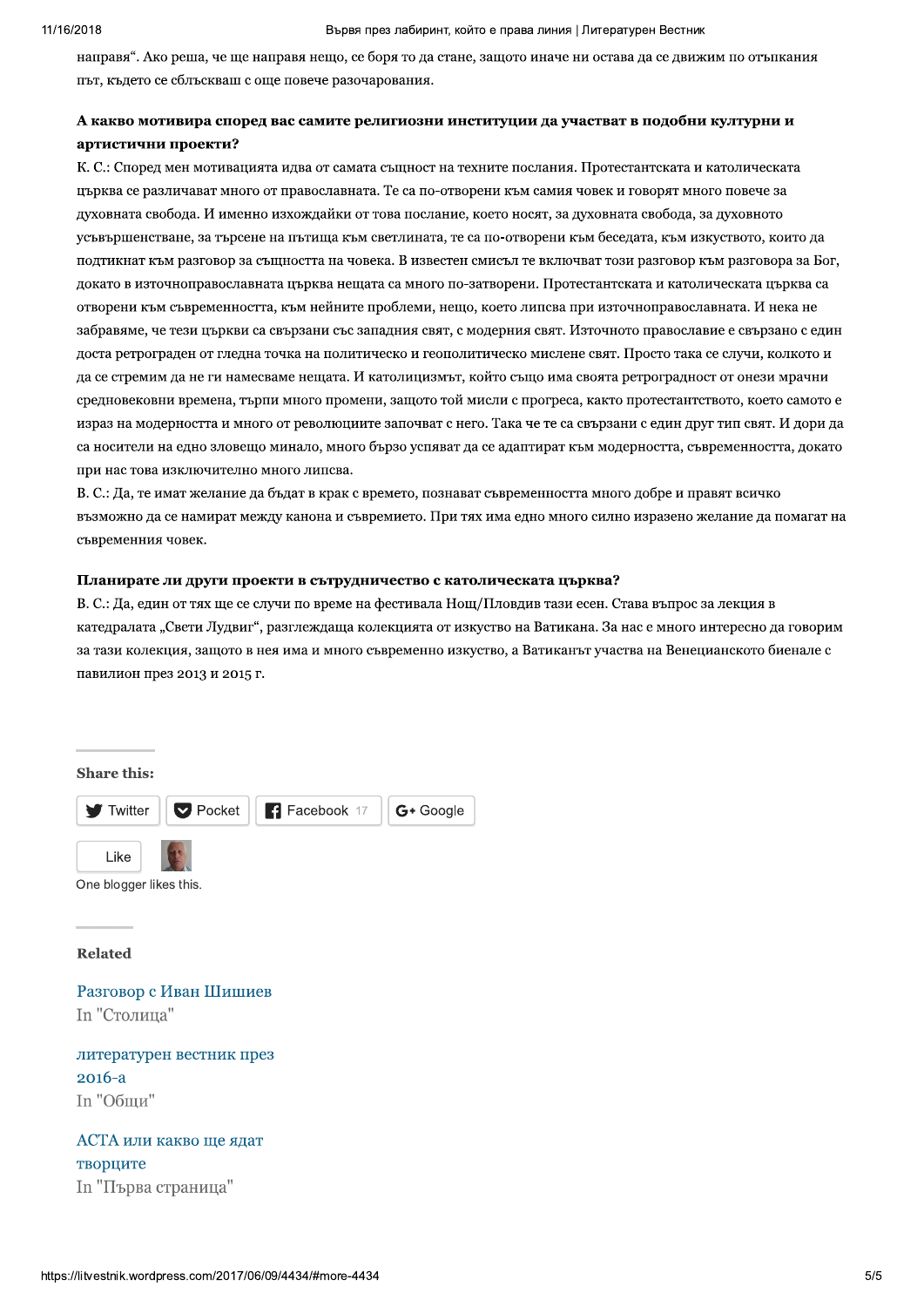направя". Ако реша, че ще направя нещо, се боря то да стане, защото иначе ни остава да се движим по отъпкания път, където се сблъскваш с още повече разочарования.

**А какво мотивира според вас самите религиозни институции да участват в подобни културни и артистични проекти?**

К. С.: Според мен мотивацията идва от самата същност на техните послания. Протестантската и католическата църква се различават много от православната. Те са по-отворени към самия човек и говорят много повече за духовната свобода. И именно изхождайки от това послание, което носят, за духовната свобода, за духовното усъвършенстване, за търсене на пътища към светлината, те са по-отворени към беседата, към изкуството, които да подтикнат към разговор за същността на човека. В известен смисъл те включват този разговор към разговора за Бог, докато в източноправославната църква нещата са много по-затворени. Протестантската и католическата църква са отворени към съвременността, към нейните проблеми, нещо, което липсва при източноправославната. И нека не забравяме, че тези църкви са свързани със западния свят, с модерния свят. Източното православие е свързано с един доста ретрограден от гледна точка на политическо и геополитическо мислене свят. Просто така се случи, колкото и да се стремим да не ги намесваме нещата. И католицизмът, който също има своята ретроградност от онези мрачни средновековни времена, търпи много промени, защото той мисли с прогреса, както протестантството, което самото е израз на модерността и много от революциите започват с него. Така че те са свързани с един друг тип свят. И дори да са носители на едно зловещо минало, много бързо успяват да се адаптират към модерността, съвременността, докато при нас това изключително много липсва.

В. С.: Да, те имат желание да бъдат в крак с времето, познават съвременността много добре и правят всичко възможно да се намират между канона и съвремието. При тях има едно много силно изразено желание да помагат на съвременния човек.

**Планирате ли други проекти в сътрудничество с католическата църква?**

В. С.: Да, един от тях ще се случи по време на фестивала Нощ/Пловдив тази есен. Става въпрос за лекция в катедралата „Свети Лудвиг", разглеждаща колекцията от изкуство на Ватикана. За нас е много интересно да говорим за тази колекция, защото в нея има и много съвременно изкуство, а Ватиканът участва на Венецианското биенале с павилион през 2013 и 2015 г.

**Share this:**

Twitter | Pocket | Facebook 17 | Google

Like

One blogger likes this.

**Related**

Разговор с Иван Шишиев
In "Столица"

литературен вестник през 2016-а
In "Общи"

АСТА или какво ще ядат творците
In "Първа страница"